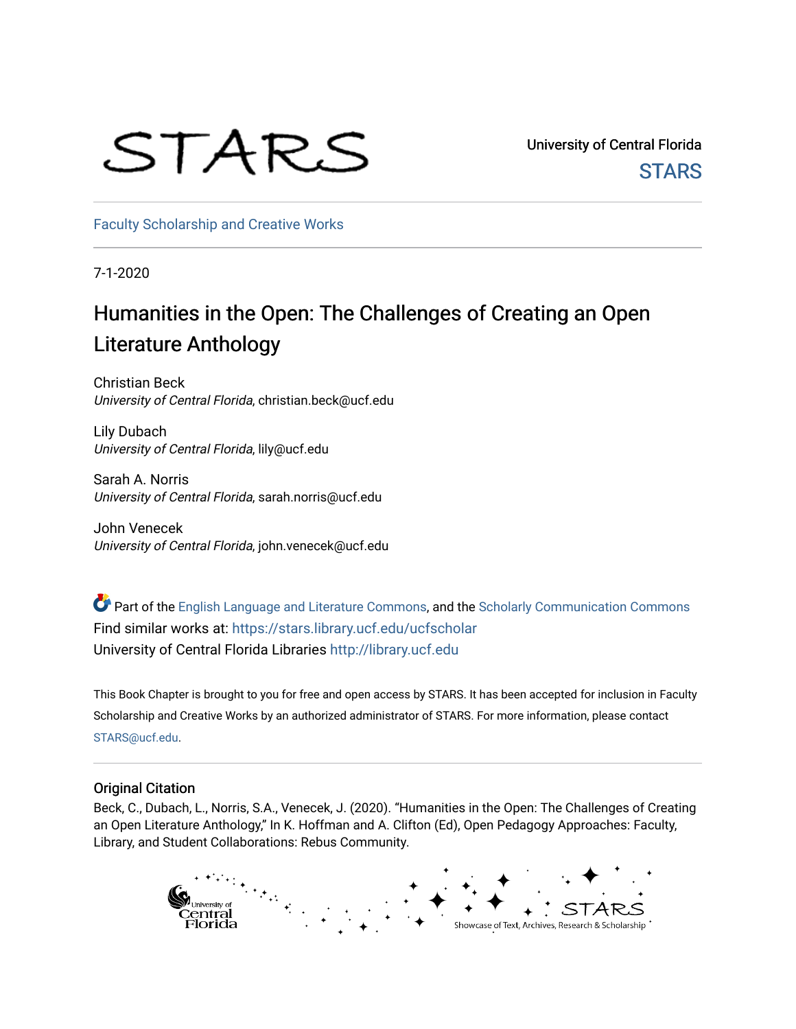STARS

University of Central Florida
STARS

Faculty Scholarship and Creative Works

7-1-2020

# Humanities in the Open: The Challenges of Creating an Open Literature Anthology

Christian Beck
*University of Central Florida*, christian.beck@ucf.edu

Lily Dubach
*University of Central Florida*, lily@ucf.edu

Sarah A. Norris
*University of Central Florida*, sarah.norris@ucf.edu

John Venecek
*University of Central Florida*, john.venecek@ucf.edu

Part of the English Language and Literature Commons, and the Scholarly Communication Commons
Find similar works at: https://stars.library.ucf.edu/ucfscholar
University of Central Florida Libraries http://library.ucf.edu

This Book Chapter is brought to you for free and open access by STARS. It has been accepted for inclusion in Faculty Scholarship and Creative Works by an authorized administrator of STARS. For more information, please contact STARS@ucf.edu.

## Original Citation

Beck, C., Dubach, L., Norris, S.A., Venecek, J. (2020). "Humanities in the Open: The Challenges of Creating an Open Literature Anthology," In K. Hoffman and A. Clifton (Ed), Open Pedagogy Approaches: Faculty, Library, and Student Collaborations: Rebus Community.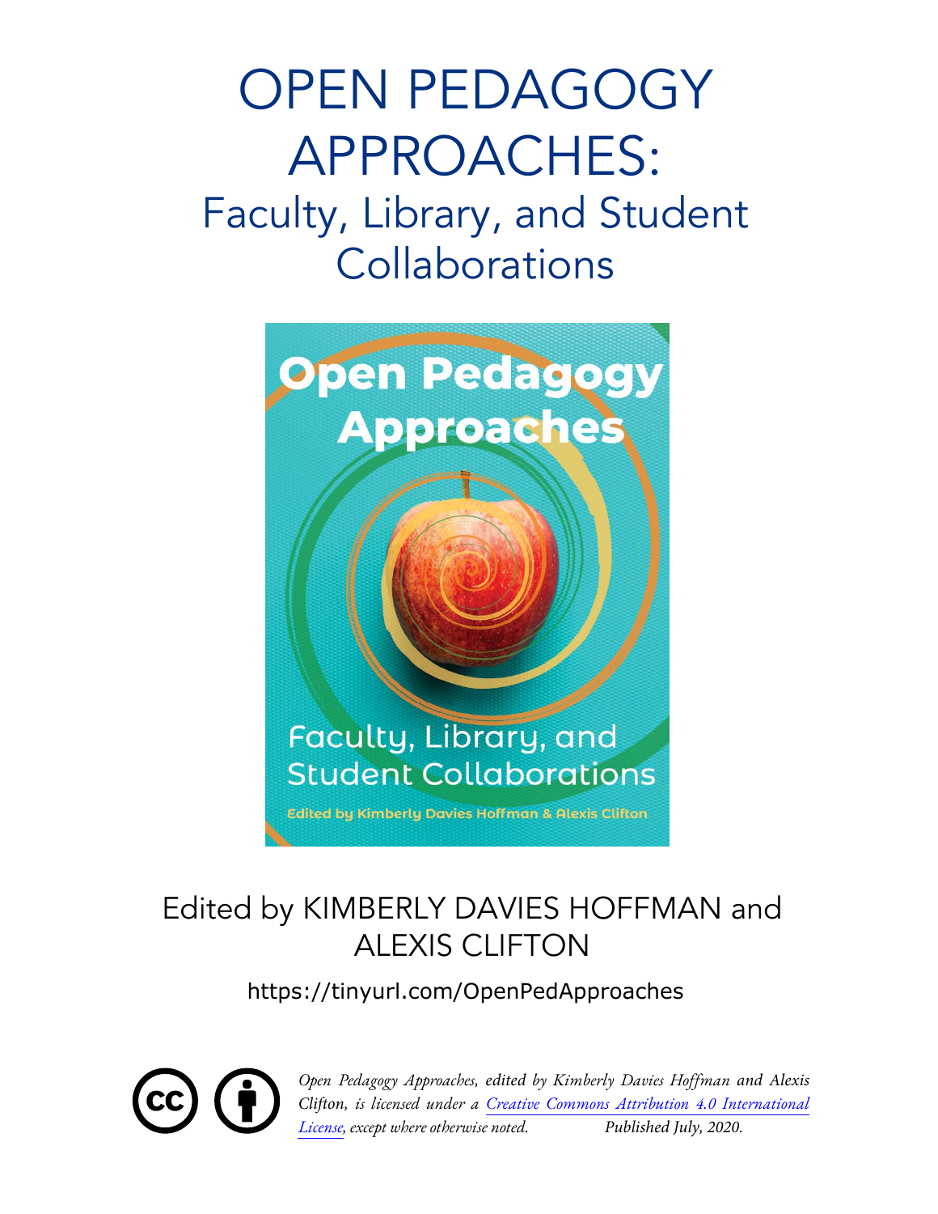# OPEN PEDAGOGY APPROACHES:

## Faculty, Library, and Student Collaborations

Edited by KIMBERLY DAVIES HOFFMAN and ALEXIS CLIFTON

https://tinyurl.com/OpenPedApproaches

*Open Pedagogy Approaches, edited by Kimberly Davies Hoffman and Alexis Clifton, is licensed under a [Creative Commons Attribution 4.0 International License](https://creativecommons.org/licenses/by/4.0/), except where otherwise noted.* *Published July, 2020.*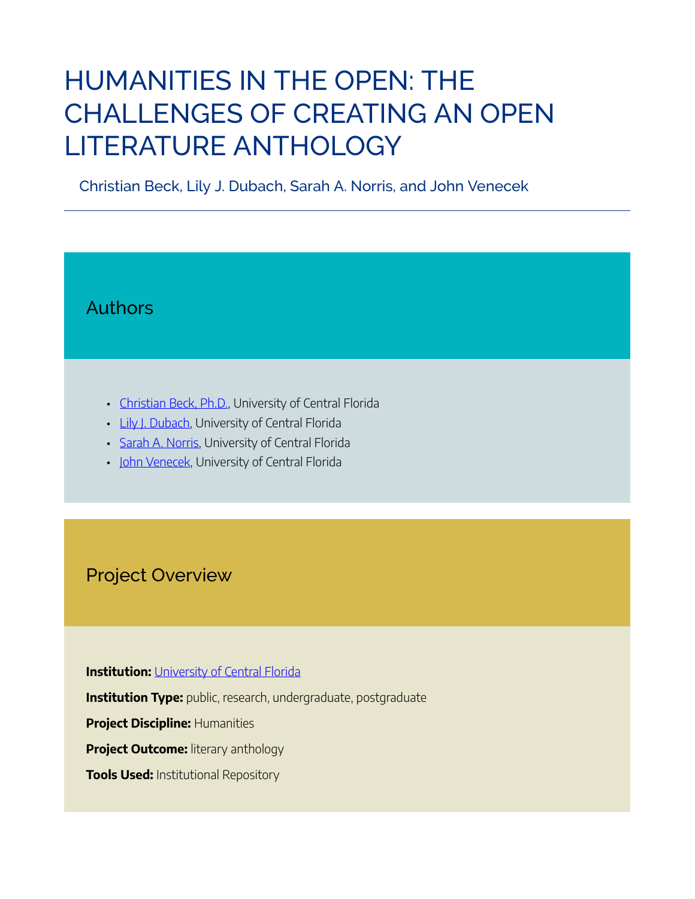# HUMANITIES IN THE OPEN: THE CHALLENGES OF CREATING AN OPEN LITERATURE ANTHOLOGY

Christian Beck, Lily J. Dubach, Sarah A. Norris, and John Venecek

## Authors

- Christian Beck, Ph.D., University of Central Florida
- Lily J. Dubach, University of Central Florida
- Sarah A. Norris, University of Central Florida
- John Venecek, University of Central Florida

## Project Overview

**Institution:** University of Central Florida

**Institution Type:** public, research, undergraduate, postgraduate

**Project Discipline:** Humanities

**Project Outcome:** literary anthology

**Tools Used:** Institutional Repository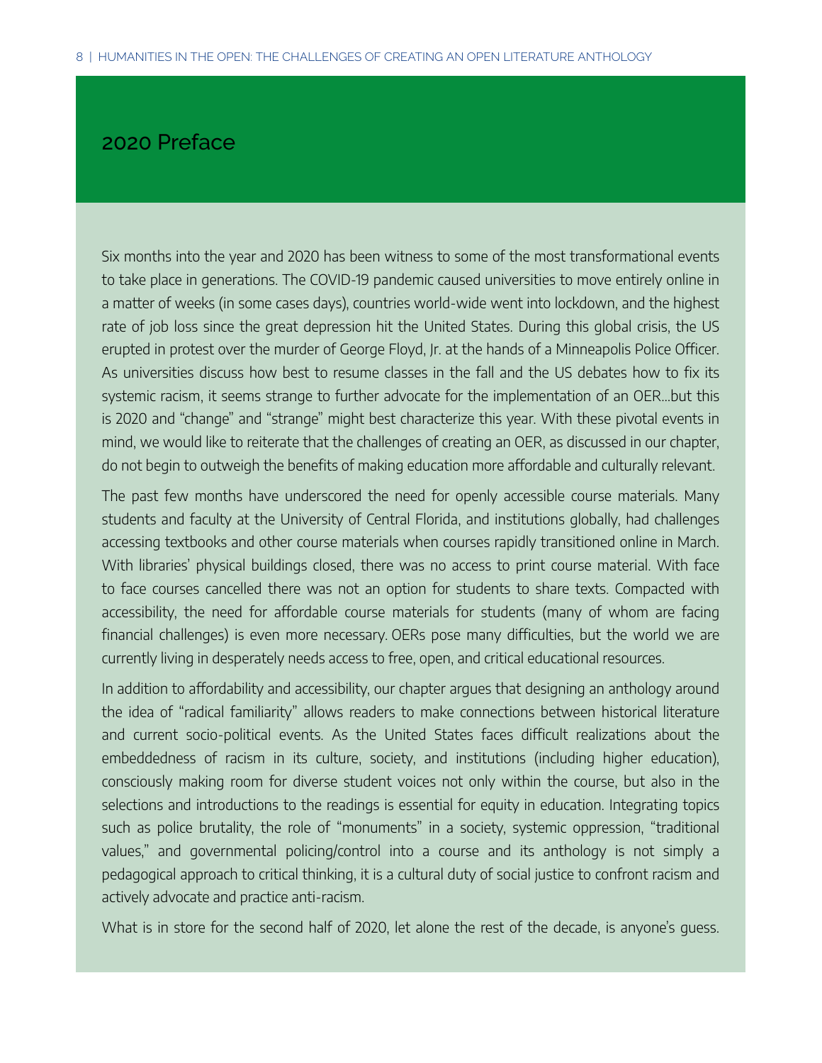## 2020 Preface

Six months into the year and 2020 has been witness to some of the most transformational events to take place in generations. The COVID-19 pandemic caused universities to move entirely online in a matter of weeks (in some cases days), countries world-wide went into lockdown, and the highest rate of job loss since the great depression hit the United States. During this global crisis, the US erupted in protest over the murder of George Floyd, Jr. at the hands of a Minneapolis Police Officer. As universities discuss how best to resume classes in the fall and the US debates how to fix its systemic racism, it seems strange to further advocate for the implementation of an OER…but this is 2020 and "change" and "strange" might best characterize this year. With these pivotal events in mind, we would like to reiterate that the challenges of creating an OER, as discussed in our chapter, do not begin to outweigh the benefits of making education more affordable and culturally relevant.

The past few months have underscored the need for openly accessible course materials. Many students and faculty at the University of Central Florida, and institutions globally, had challenges accessing textbooks and other course materials when courses rapidly transitioned online in March. With libraries' physical buildings closed, there was no access to print course material. With face to face courses cancelled there was not an option for students to share texts. Compacted with accessibility, the need for affordable course materials for students (many of whom are facing financial challenges) is even more necessary. OERs pose many difficulties, but the world we are currently living in desperately needs access to free, open, and critical educational resources.

In addition to affordability and accessibility, our chapter argues that designing an anthology around the idea of "radical familiarity" allows readers to make connections between historical literature and current socio-political events. As the United States faces difficult realizations about the embeddedness of racism in its culture, society, and institutions (including higher education), consciously making room for diverse student voices not only within the course, but also in the selections and introductions to the readings is essential for equity in education. Integrating topics such as police brutality, the role of "monuments" in a society, systemic oppression, "traditional values," and governmental policing/control into a course and its anthology is not simply a pedagogical approach to critical thinking, it is a cultural duty of social justice to confront racism and actively advocate and practice anti-racism.

What is in store for the second half of 2020, let alone the rest of the decade, is anyone's guess.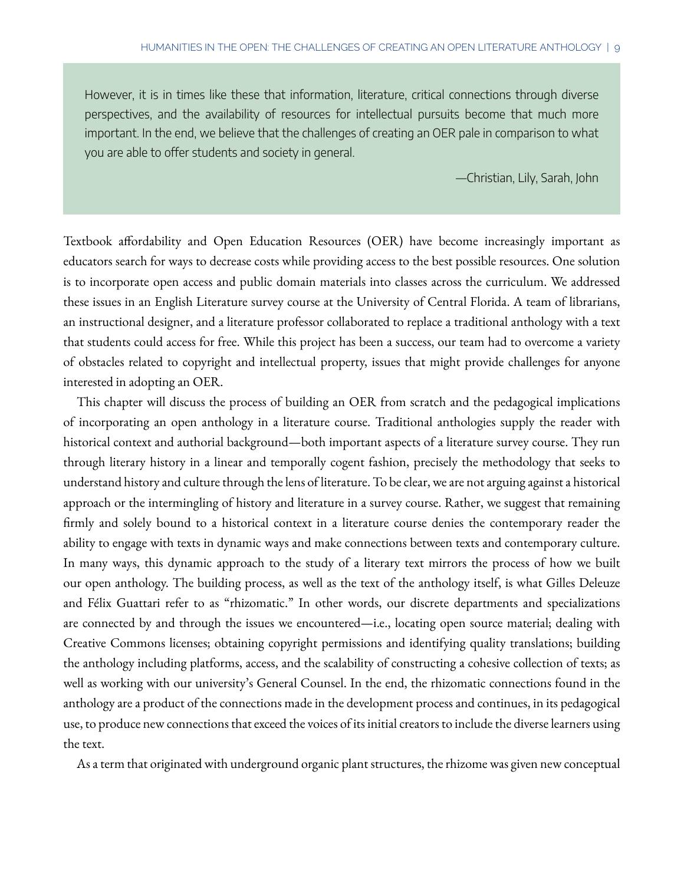> However, it is in times like these that information, literature, critical connections through diverse perspectives, and the availability of resources for intellectual pursuits become that much more important. In the end, we believe that the challenges of creating an OER pale in comparison to what you are able to offer students and society in general.
>
> —Christian, Lily, Sarah, John

Textbook affordability and Open Education Resources (OER) have become increasingly important as educators search for ways to decrease costs while providing access to the best possible resources. One solution is to incorporate open access and public domain materials into classes across the curriculum. We addressed these issues in an English Literature survey course at the University of Central Florida. A team of librarians, an instructional designer, and a literature professor collaborated to replace a traditional anthology with a text that students could access for free. While this project has been a success, our team had to overcome a variety of obstacles related to copyright and intellectual property, issues that might provide challenges for anyone interested in adopting an OER.

This chapter will discuss the process of building an OER from scratch and the pedagogical implications of incorporating an open anthology in a literature course. Traditional anthologies supply the reader with historical context and authorial background—both important aspects of a literature survey course. They run through literary history in a linear and temporally cogent fashion, precisely the methodology that seeks to understand history and culture through the lens of literature. To be clear, we are not arguing against a historical approach or the intermingling of history and literature in a survey course. Rather, we suggest that remaining firmly and solely bound to a historical context in a literature course denies the contemporary reader the ability to engage with texts in dynamic ways and make connections between texts and contemporary culture. In many ways, this dynamic approach to the study of a literary text mirrors the process of how we built our open anthology. The building process, as well as the text of the anthology itself, is what Gilles Deleuze and Félix Guattari refer to as "rhizomatic." In other words, our discrete departments and specializations are connected by and through the issues we encountered—i.e., locating open source material; dealing with Creative Commons licenses; obtaining copyright permissions and identifying quality translations; building the anthology including platforms, access, and the scalability of constructing a cohesive collection of texts; as well as working with our university's General Counsel. In the end, the rhizomatic connections found in the anthology are a product of the connections made in the development process and continues, in its pedagogical use, to produce new connections that exceed the voices of its initial creators to include the diverse learners using the text.

As a term that originated with underground organic plant structures, the rhizome was given new conceptual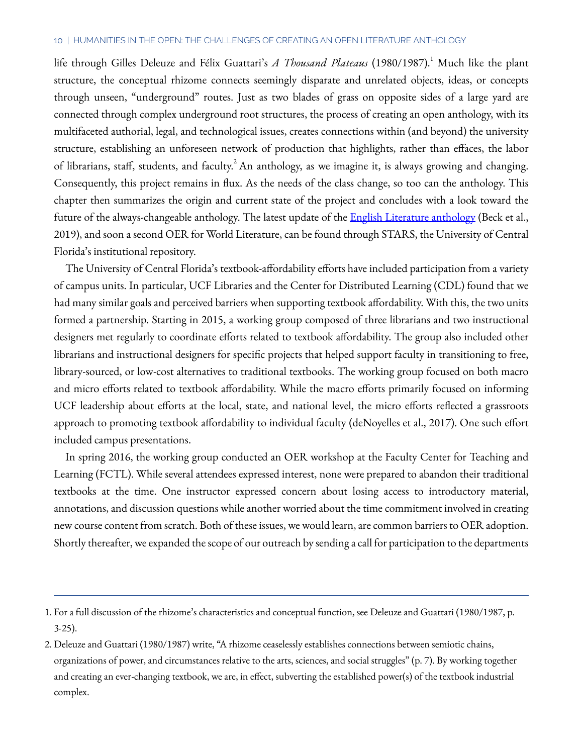life through Gilles Deleuze and Félix Guattari's *A Thousand Plateaus* (1980/1987).[1] Much like the plant structure, the conceptual rhizome connects seemingly disparate and unrelated objects, ideas, or concepts through unseen, "underground" routes. Just as two blades of grass on opposite sides of a large yard are connected through complex underground root structures, the process of creating an open anthology, with its multifaceted authorial, legal, and technological issues, creates connections within (and beyond) the university structure, establishing an unforeseen network of production that highlights, rather than effaces, the labor of librarians, staff, students, and faculty.[2] An anthology, as we imagine it, is always growing and changing. Consequently, this project remains in flux. As the needs of the class change, so too can the anthology. This chapter then summarizes the origin and current state of the project and concludes with a look toward the future of the always-changeable anthology. The latest update of the English Literature anthology (Beck et al., 2019), and soon a second OER for World Literature, can be found through STARS, the University of Central Florida's institutional repository.

The University of Central Florida's textbook-affordability efforts have included participation from a variety of campus units. In particular, UCF Libraries and the Center for Distributed Learning (CDL) found that we had many similar goals and perceived barriers when supporting textbook affordability. With this, the two units formed a partnership. Starting in 2015, a working group composed of three librarians and two instructional designers met regularly to coordinate efforts related to textbook affordability. The group also included other librarians and instructional designers for specific projects that helped support faculty in transitioning to free, library-sourced, or low-cost alternatives to traditional textbooks. The working group focused on both macro and micro efforts related to textbook affordability. While the macro efforts primarily focused on informing UCF leadership about efforts at the local, state, and national level, the micro efforts reflected a grassroots approach to promoting textbook affordability to individual faculty (deNoyelles et al., 2017). One such effort included campus presentations.

In spring 2016, the working group conducted an OER workshop at the Faculty Center for Teaching and Learning (FCTL). While several attendees expressed interest, none were prepared to abandon their traditional textbooks at the time. One instructor expressed concern about losing access to introductory material, annotations, and discussion questions while another worried about the time commitment involved in creating new course content from scratch. Both of these issues, we would learn, are common barriers to OER adoption. Shortly thereafter, we expanded the scope of our outreach by sending a call for participation to the departments

---

1. For a full discussion of the rhizome's characteristics and conceptual function, see Deleuze and Guattari (1980/1987, p. 3-25).
2. Deleuze and Guattari (1980/1987) write, "A rhizome ceaselessly establishes connections between semiotic chains, organizations of power, and circumstances relative to the arts, sciences, and social struggles" (p. 7). By working together and creating an ever-changing textbook, we are, in effect, subverting the established power(s) of the textbook industrial complex.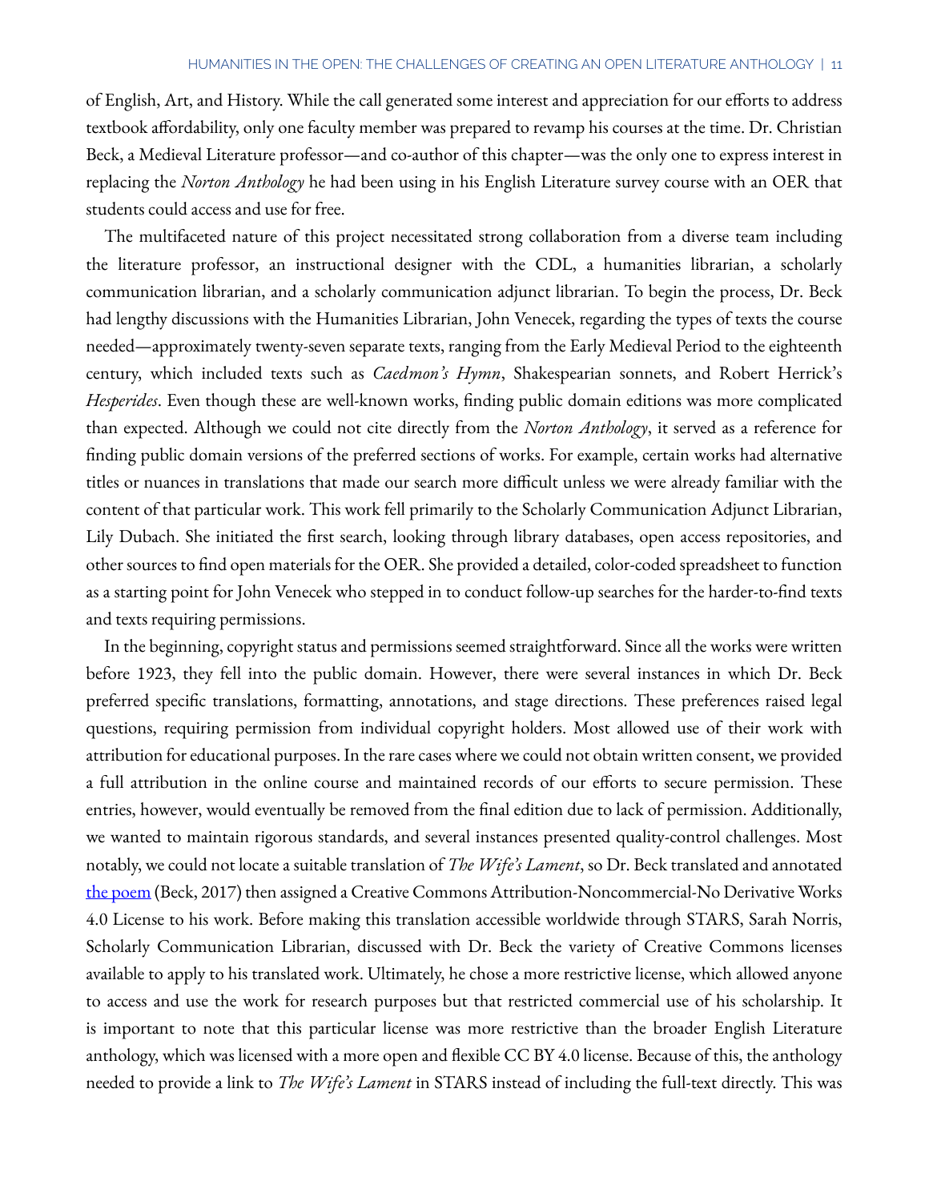of English, Art, and History. While the call generated some interest and appreciation for our efforts to address textbook affordability, only one faculty member was prepared to revamp his courses at the time. Dr. Christian Beck, a Medieval Literature professor—and co-author of this chapter—was the only one to express interest in replacing the *Norton Anthology* he had been using in his English Literature survey course with an OER that students could access and use for free.

The multifaceted nature of this project necessitated strong collaboration from a diverse team including the literature professor, an instructional designer with the CDL, a humanities librarian, a scholarly communication librarian, and a scholarly communication adjunct librarian. To begin the process, Dr. Beck had lengthy discussions with the Humanities Librarian, John Venecek, regarding the types of texts the course needed—approximately twenty-seven separate texts, ranging from the Early Medieval Period to the eighteenth century, which included texts such as *Caedmon's Hymn*, Shakespearian sonnets, and Robert Herrick's *Hesperides*. Even though these are well-known works, finding public domain editions was more complicated than expected. Although we could not cite directly from the *Norton Anthology*, it served as a reference for finding public domain versions of the preferred sections of works. For example, certain works had alternative titles or nuances in translations that made our search more difficult unless we were already familiar with the content of that particular work. This work fell primarily to the Scholarly Communication Adjunct Librarian, Lily Dubach. She initiated the first search, looking through library databases, open access repositories, and other sources to find open materials for the OER. She provided a detailed, color-coded spreadsheet to function as a starting point for John Venecek who stepped in to conduct follow-up searches for the harder-to-find texts and texts requiring permissions.

In the beginning, copyright status and permissions seemed straightforward. Since all the works were written before 1923, they fell into the public domain. However, there were several instances in which Dr. Beck preferred specific translations, formatting, annotations, and stage directions. These preferences raised legal questions, requiring permission from individual copyright holders. Most allowed use of their work with attribution for educational purposes. In the rare cases where we could not obtain written consent, we provided a full attribution in the online course and maintained records of our efforts to secure permission. These entries, however, would eventually be removed from the final edition due to lack of permission. Additionally, we wanted to maintain rigorous standards, and several instances presented quality-control challenges. Most notably, we could not locate a suitable translation of *The Wife's Lament*, so Dr. Beck translated and annotated the poem (Beck, 2017) then assigned a Creative Commons Attribution-Noncommercial-No Derivative Works 4.0 License to his work. Before making this translation accessible worldwide through STARS, Sarah Norris, Scholarly Communication Librarian, discussed with Dr. Beck the variety of Creative Commons licenses available to apply to his translated work. Ultimately, he chose a more restrictive license, which allowed anyone to access and use the work for research purposes but that restricted commercial use of his scholarship. It is important to note that this particular license was more restrictive than the broader English Literature anthology, which was licensed with a more open and flexible CC BY 4.0 license. Because of this, the anthology needed to provide a link to *The Wife's Lament* in STARS instead of including the full-text directly. This was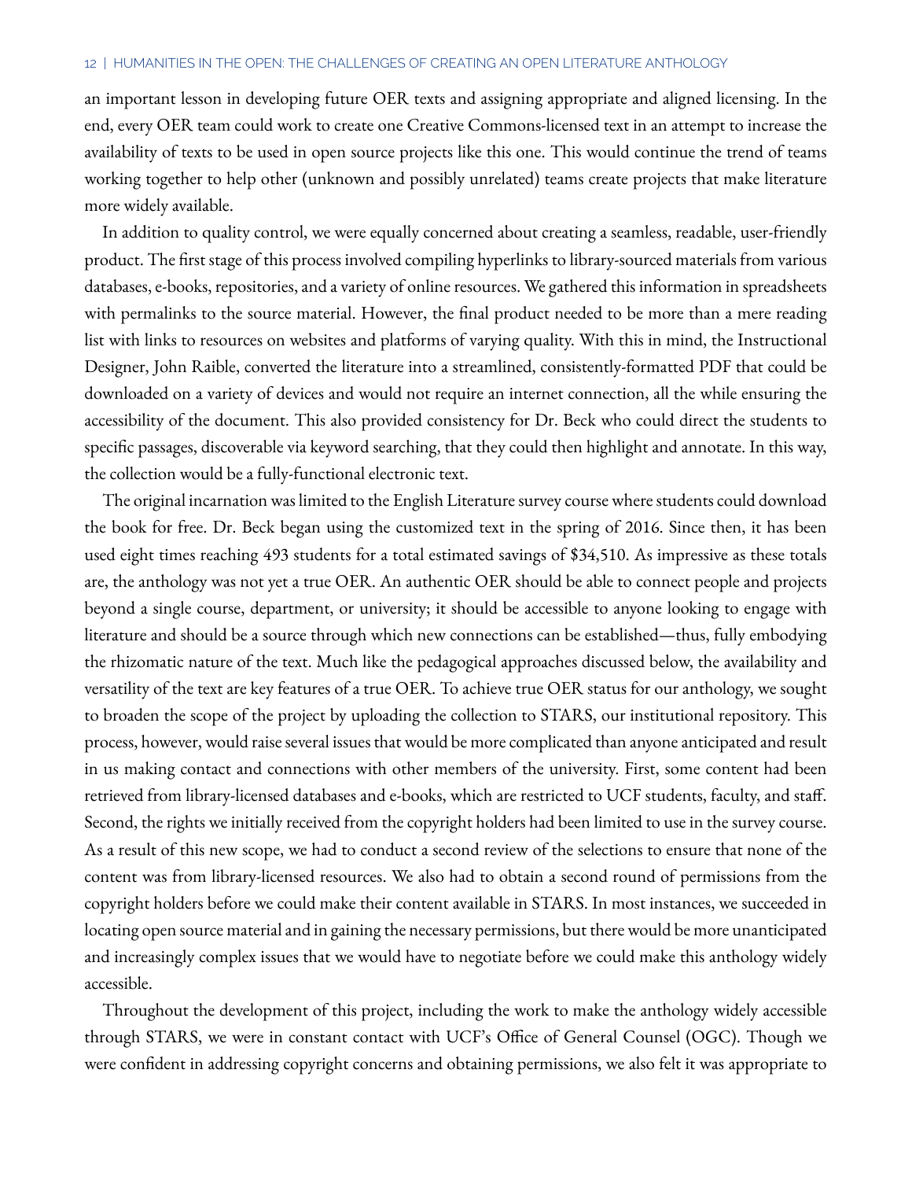an important lesson in developing future OER texts and assigning appropriate and aligned licensing. In the end, every OER team could work to create one Creative Commons-licensed text in an attempt to increase the availability of texts to be used in open source projects like this one. This would continue the trend of teams working together to help other (unknown and possibly unrelated) teams create projects that make literature more widely available.

In addition to quality control, we were equally concerned about creating a seamless, readable, user-friendly product. The first stage of this process involved compiling hyperlinks to library-sourced materials from various databases, e-books, repositories, and a variety of online resources. We gathered this information in spreadsheets with permalinks to the source material. However, the final product needed to be more than a mere reading list with links to resources on websites and platforms of varying quality. With this in mind, the Instructional Designer, John Raible, converted the literature into a streamlined, consistently-formatted PDF that could be downloaded on a variety of devices and would not require an internet connection, all the while ensuring the accessibility of the document. This also provided consistency for Dr. Beck who could direct the students to specific passages, discoverable via keyword searching, that they could then highlight and annotate. In this way, the collection would be a fully-functional electronic text.

The original incarnation was limited to the English Literature survey course where students could download the book for free. Dr. Beck began using the customized text in the spring of 2016. Since then, it has been used eight times reaching 493 students for a total estimated savings of $34,510. As impressive as these totals are, the anthology was not yet a true OER. An authentic OER should be able to connect people and projects beyond a single course, department, or university; it should be accessible to anyone looking to engage with literature and should be a source through which new connections can be established—thus, fully embodying the rhizomatic nature of the text. Much like the pedagogical approaches discussed below, the availability and versatility of the text are key features of a true OER. To achieve true OER status for our anthology, we sought to broaden the scope of the project by uploading the collection to STARS, our institutional repository. This process, however, would raise several issues that would be more complicated than anyone anticipated and result in us making contact and connections with other members of the university. First, some content had been retrieved from library-licensed databases and e-books, which are restricted to UCF students, faculty, and staff. Second, the rights we initially received from the copyright holders had been limited to use in the survey course. As a result of this new scope, we had to conduct a second review of the selections to ensure that none of the content was from library-licensed resources. We also had to obtain a second round of permissions from the copyright holders before we could make their content available in STARS. In most instances, we succeeded in locating open source material and in gaining the necessary permissions, but there would be more unanticipated and increasingly complex issues that we would have to negotiate before we could make this anthology widely accessible.

Throughout the development of this project, including the work to make the anthology widely accessible through STARS, we were in constant contact with UCF's Office of General Counsel (OGC). Though we were confident in addressing copyright concerns and obtaining permissions, we also felt it was appropriate to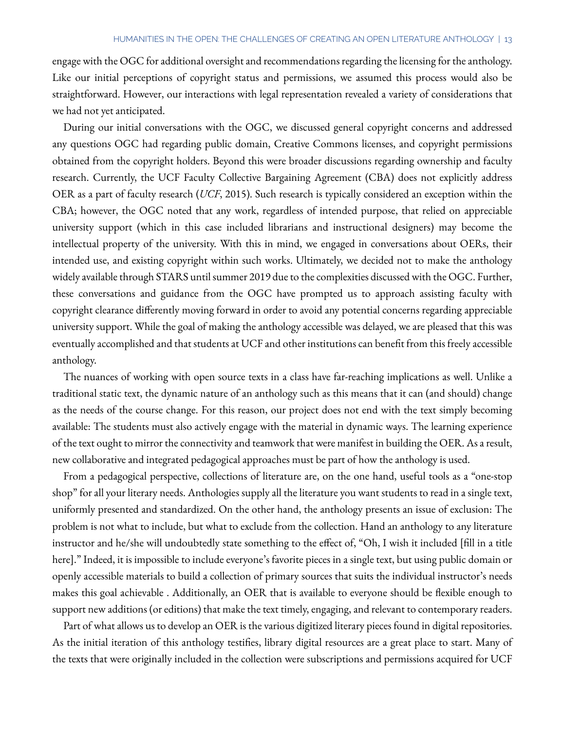engage with the OGC for additional oversight and recommendations regarding the licensing for the anthology. Like our initial perceptions of copyright status and permissions, we assumed this process would also be straightforward. However, our interactions with legal representation revealed a variety of considerations that we had not yet anticipated.

During our initial conversations with the OGC, we discussed general copyright concerns and addressed any questions OGC had regarding public domain, Creative Commons licenses, and copyright permissions obtained from the copyright holders. Beyond this were broader discussions regarding ownership and faculty research. Currently, the UCF Faculty Collective Bargaining Agreement (CBA) does not explicitly address OER as a part of faculty research (*UCF*, 2015). Such research is typically considered an exception within the CBA; however, the OGC noted that any work, regardless of intended purpose, that relied on appreciable university support (which in this case included librarians and instructional designers) may become the intellectual property of the university. With this in mind, we engaged in conversations about OERs, their intended use, and existing copyright within such works. Ultimately, we decided not to make the anthology widely available through STARS until summer 2019 due to the complexities discussed with the OGC. Further, these conversations and guidance from the OGC have prompted us to approach assisting faculty with copyright clearance differently moving forward in order to avoid any potential concerns regarding appreciable university support. While the goal of making the anthology accessible was delayed, we are pleased that this was eventually accomplished and that students at UCF and other institutions can benefit from this freely accessible anthology.

The nuances of working with open source texts in a class have far-reaching implications as well. Unlike a traditional static text, the dynamic nature of an anthology such as this means that it can (and should) change as the needs of the course change. For this reason, our project does not end with the text simply becoming available: The students must also actively engage with the material in dynamic ways. The learning experience of the text ought to mirror the connectivity and teamwork that were manifest in building the OER. As a result, new collaborative and integrated pedagogical approaches must be part of how the anthology is used.

From a pedagogical perspective, collections of literature are, on the one hand, useful tools as a "one-stop shop" for all your literary needs. Anthologies supply all the literature you want students to read in a single text, uniformly presented and standardized. On the other hand, the anthology presents an issue of exclusion: The problem is not what to include, but what to exclude from the collection. Hand an anthology to any literature instructor and he/she will undoubtedly state something to the effect of, "Oh, I wish it included [fill in a title here]." Indeed, it is impossible to include everyone's favorite pieces in a single text, but using public domain or openly accessible materials to build a collection of primary sources that suits the individual instructor's needs makes this goal achievable . Additionally, an OER that is available to everyone should be flexible enough to support new additions (or editions) that make the text timely, engaging, and relevant to contemporary readers.

Part of what allows us to develop an OER is the various digitized literary pieces found in digital repositories. As the initial iteration of this anthology testifies, library digital resources are a great place to start. Many of the texts that were originally included in the collection were subscriptions and permissions acquired for UCF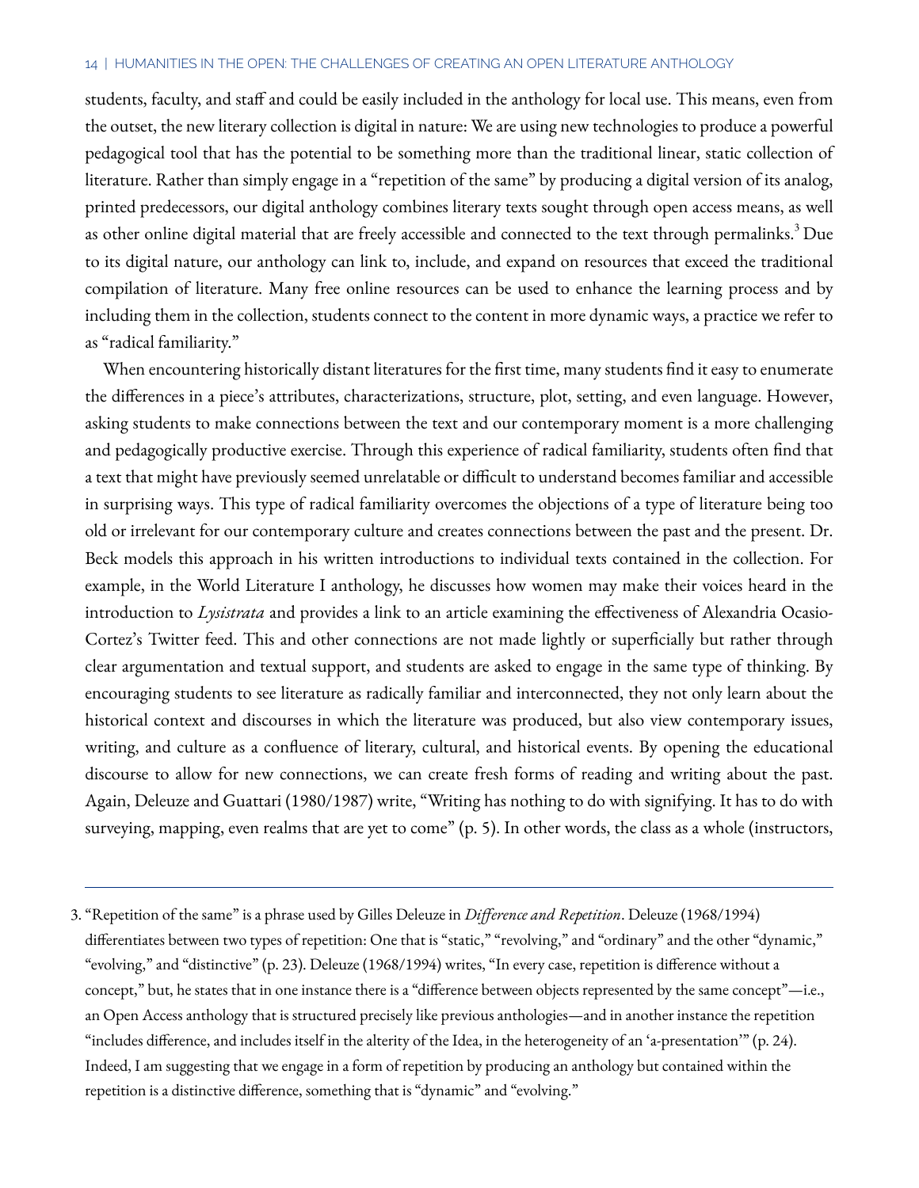students, faculty, and staff and could be easily included in the anthology for local use. This means, even from the outset, the new literary collection is digital in nature: We are using new technologies to produce a powerful pedagogical tool that has the potential to be something more than the traditional linear, static collection of literature. Rather than simply engage in a "repetition of the same" by producing a digital version of its analog, printed predecessors, our digital anthology combines literary texts sought through open access means, as well as other online digital material that are freely accessible and connected to the text through permalinks.[3] Due to its digital nature, our anthology can link to, include, and expand on resources that exceed the traditional compilation of literature. Many free online resources can be used to enhance the learning process and by including them in the collection, students connect to the content in more dynamic ways, a practice we refer to as "radical familiarity."

When encountering historically distant literatures for the first time, many students find it easy to enumerate the differences in a piece's attributes, characterizations, structure, plot, setting, and even language. However, asking students to make connections between the text and our contemporary moment is a more challenging and pedagogically productive exercise. Through this experience of radical familiarity, students often find that a text that might have previously seemed unrelatable or difficult to understand becomes familiar and accessible in surprising ways. This type of radical familiarity overcomes the objections of a type of literature being too old or irrelevant for our contemporary culture and creates connections between the past and the present. Dr. Beck models this approach in his written introductions to individual texts contained in the collection. For example, in the World Literature I anthology, he discusses how women may make their voices heard in the introduction to *Lysistrata* and provides a link to an article examining the effectiveness of Alexandria Ocasio-Cortez's Twitter feed. This and other connections are not made lightly or superficially but rather through clear argumentation and textual support, and students are asked to engage in the same type of thinking. By encouraging students to see literature as radically familiar and interconnected, they not only learn about the historical context and discourses in which the literature was produced, but also view contemporary issues, writing, and culture as a confluence of literary, cultural, and historical events. By opening the educational discourse to allow for new connections, we can create fresh forms of reading and writing about the past. Again, Deleuze and Guattari (1980/1987) write, "Writing has nothing to do with signifying. It has to do with surveying, mapping, even realms that are yet to come" (p. 5). In other words, the class as a whole (instructors,

---

3. "Repetition of the same" is a phrase used by Gilles Deleuze in *Difference and Repetition*. Deleuze (1968/1994) differentiates between two types of repetition: One that is "static," "revolving," and "ordinary" and the other "dynamic," "evolving," and "distinctive" (p. 23). Deleuze (1968/1994) writes, "In every case, repetition is difference without a concept," but, he states that in one instance there is a "difference between objects represented by the same concept"—i.e., an Open Access anthology that is structured precisely like previous anthologies—and in another instance the repetition "includes difference, and includes itself in the alterity of the Idea, in the heterogeneity of an 'a-presentation'" (p. 24). Indeed, I am suggesting that we engage in a form of repetition by producing an anthology but contained within the repetition is a distinctive difference, something that is "dynamic" and "evolving."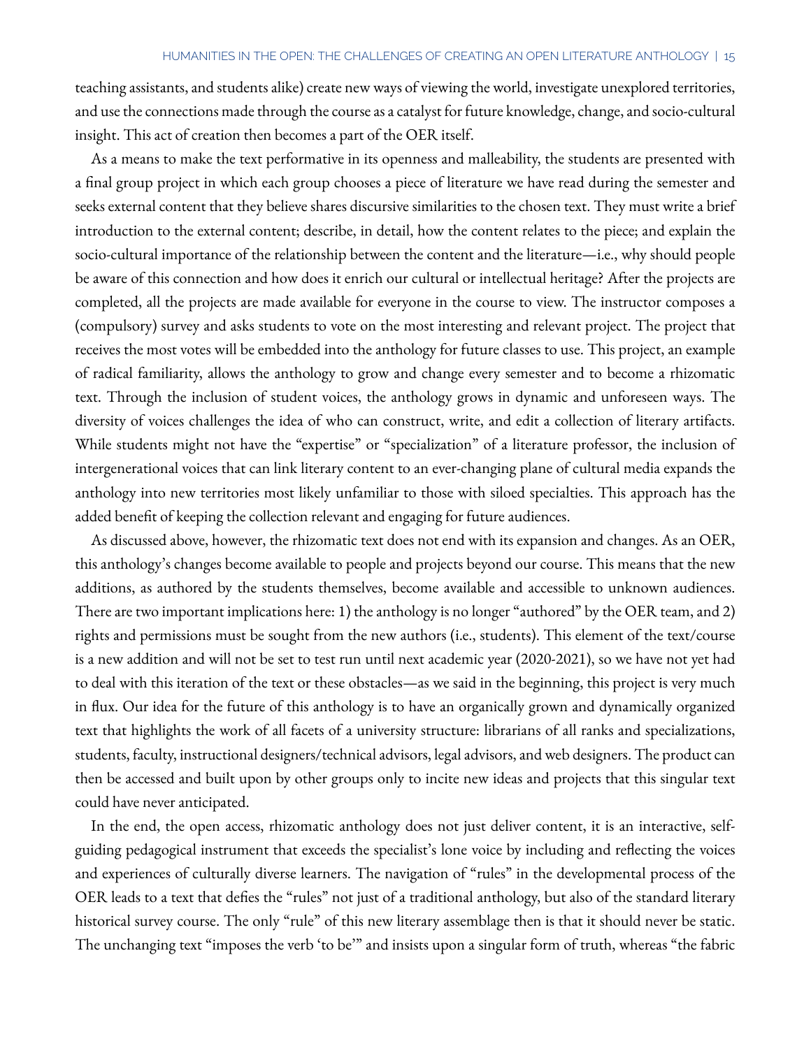teaching assistants, and students alike) create new ways of viewing the world, investigate unexplored territories, and use the connections made through the course as a catalyst for future knowledge, change, and socio-cultural insight. This act of creation then becomes a part of the OER itself.

As a means to make the text performative in its openness and malleability, the students are presented with a final group project in which each group chooses a piece of literature we have read during the semester and seeks external content that they believe shares discursive similarities to the chosen text. They must write a brief introduction to the external content; describe, in detail, how the content relates to the piece; and explain the socio-cultural importance of the relationship between the content and the literature—i.e., why should people be aware of this connection and how does it enrich our cultural or intellectual heritage? After the projects are completed, all the projects are made available for everyone in the course to view. The instructor composes a (compulsory) survey and asks students to vote on the most interesting and relevant project. The project that receives the most votes will be embedded into the anthology for future classes to use. This project, an example of radical familiarity, allows the anthology to grow and change every semester and to become a rhizomatic text. Through the inclusion of student voices, the anthology grows in dynamic and unforeseen ways. The diversity of voices challenges the idea of who can construct, write, and edit a collection of literary artifacts. While students might not have the "expertise" or "specialization" of a literature professor, the inclusion of intergenerational voices that can link literary content to an ever-changing plane of cultural media expands the anthology into new territories most likely unfamiliar to those with siloed specialties. This approach has the added benefit of keeping the collection relevant and engaging for future audiences.

As discussed above, however, the rhizomatic text does not end with its expansion and changes. As an OER, this anthology's changes become available to people and projects beyond our course. This means that the new additions, as authored by the students themselves, become available and accessible to unknown audiences. There are two important implications here: 1) the anthology is no longer "authored" by the OER team, and 2) rights and permissions must be sought from the new authors (i.e., students). This element of the text/course is a new addition and will not be set to test run until next academic year (2020-2021), so we have not yet had to deal with this iteration of the text or these obstacles—as we said in the beginning, this project is very much in flux. Our idea for the future of this anthology is to have an organically grown and dynamically organized text that highlights the work of all facets of a university structure: librarians of all ranks and specializations, students, faculty, instructional designers/technical advisors, legal advisors, and web designers. The product can then be accessed and built upon by other groups only to incite new ideas and projects that this singular text could have never anticipated.

In the end, the open access, rhizomatic anthology does not just deliver content, it is an interactive, self-guiding pedagogical instrument that exceeds the specialist's lone voice by including and reflecting the voices and experiences of culturally diverse learners. The navigation of "rules" in the developmental process of the OER leads to a text that defies the "rules" not just of a traditional anthology, but also of the standard literary historical survey course. The only "rule" of this new literary assemblage then is that it should never be static. The unchanging text "imposes the verb 'to be'" and insists upon a singular form of truth, whereas "the fabric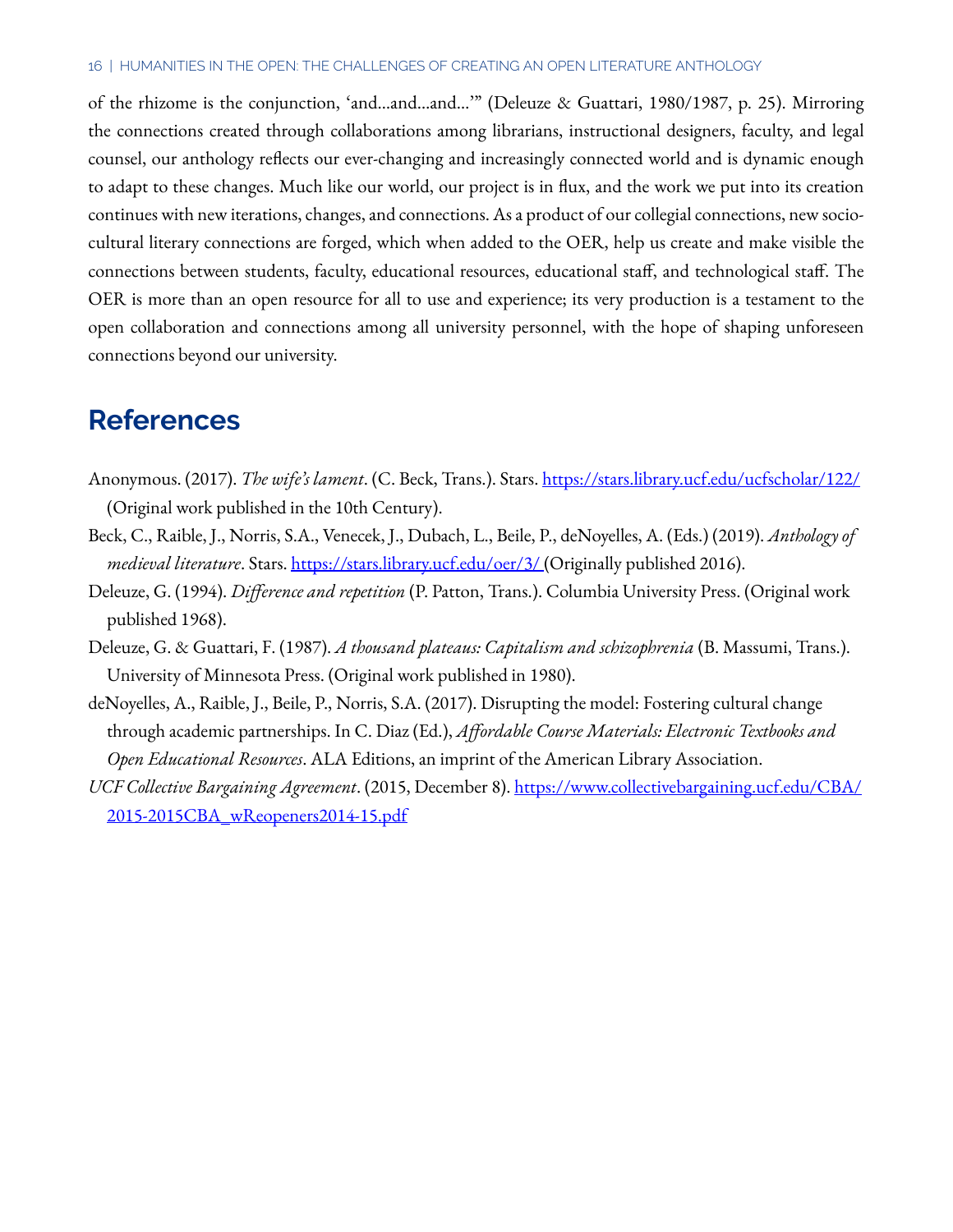of the rhizome is the conjunction, 'and…and…and…'" (Deleuze & Guattari, 1980/1987, p. 25). Mirroring the connections created through collaborations among librarians, instructional designers, faculty, and legal counsel, our anthology reflects our ever-changing and increasingly connected world and is dynamic enough to adapt to these changes. Much like our world, our project is in flux, and the work we put into its creation continues with new iterations, changes, and connections. As a product of our collegial connections, new socio-cultural literary connections are forged, which when added to the OER, help us create and make visible the connections between students, faculty, educational resources, educational staff, and technological staff. The OER is more than an open resource for all to use and experience; its very production is a testament to the open collaboration and connections among all university personnel, with the hope of shaping unforeseen connections beyond our university.

## References

Anonymous. (2017). *The wife's lament*. (C. Beck, Trans.). Stars. https://stars.library.ucf.edu/ucfscholar/122/ (Original work published in the 10th Century).

Beck, C., Raible, J., Norris, S.A., Venecek, J., Dubach, L., Beile, P., deNoyelles, A. (Eds.) (2019). *Anthology of medieval literature*. Stars. https://stars.library.ucf.edu/oer/3/ (Originally published 2016).

Deleuze, G. (1994). *Difference and repetition* (P. Patton, Trans.). Columbia University Press. (Original work published 1968).

Deleuze, G. & Guattari, F. (1987). *A thousand plateaus: Capitalism and schizophrenia* (B. Massumi, Trans.). University of Minnesota Press. (Original work published in 1980).

deNoyelles, A., Raible, J., Beile, P., Norris, S.A. (2017). Disrupting the model: Fostering cultural change through academic partnerships. In C. Diaz (Ed.), *Affordable Course Materials: Electronic Textbooks and Open Educational Resources*. ALA Editions, an imprint of the American Library Association.

*UCF Collective Bargaining Agreement*. (2015, December 8). https://www.collectivebargaining.ucf.edu/CBA/2015-2015CBA_wReopeners2014-15.pdf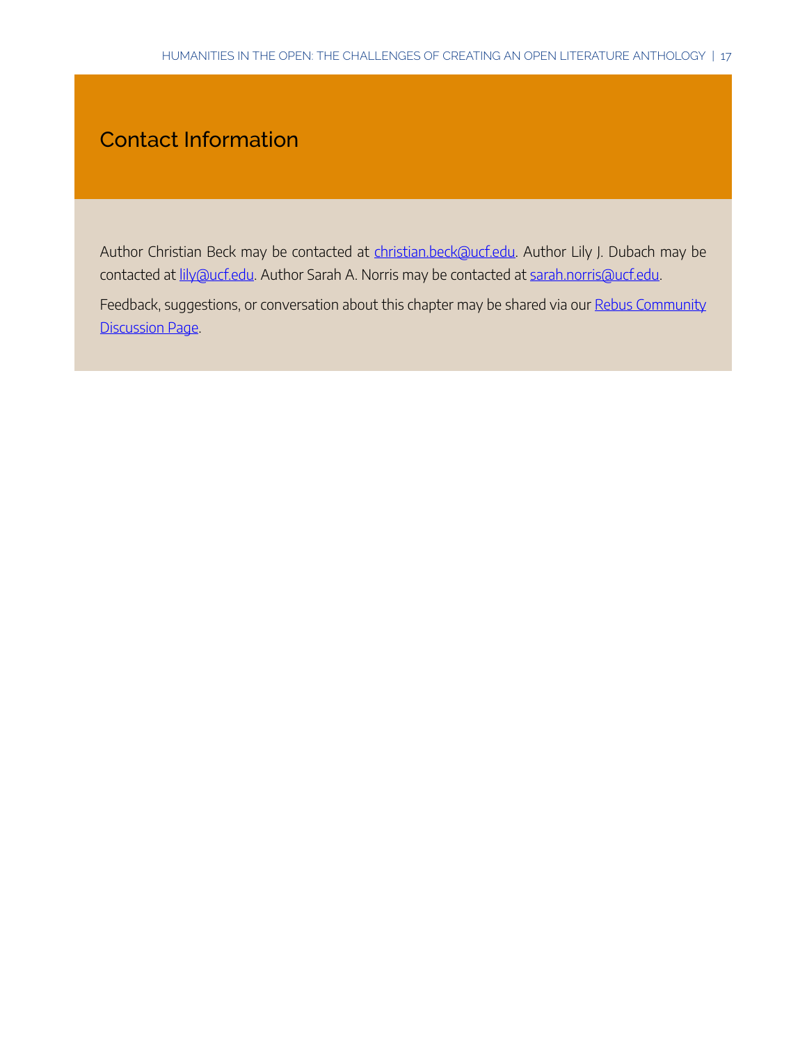## Contact Information

Author Christian Beck may be contacted at christian.beck@ucf.edu. Author Lily J. Dubach may be contacted at lily@ucf.edu. Author Sarah A. Norris may be contacted at sarah.norris@ucf.edu.

Feedback, suggestions, or conversation about this chapter may be shared via our Rebus Community Discussion Page.